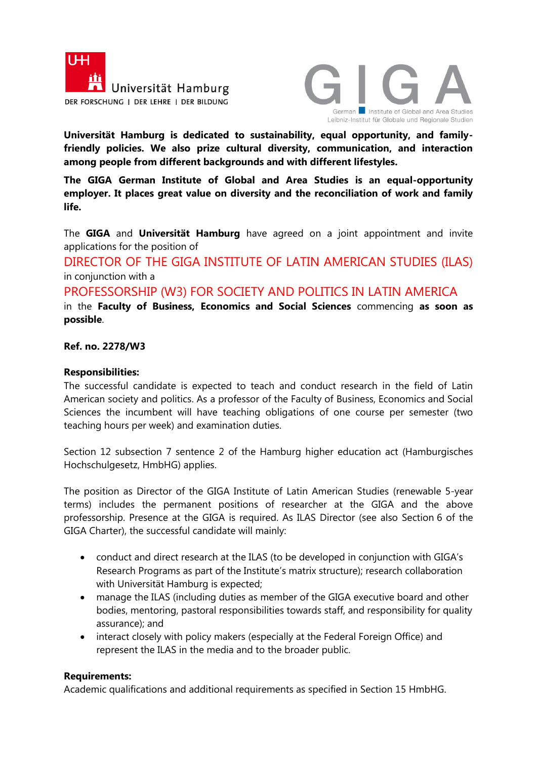Universität Hamburg
DER FORSCHUNG | DER LEHRE | DER BILDUNG

GIGA
German Institute of Global and Area Studies
Leibniz-Institut für Globale und Regionale Studien

**Universität Hamburg is dedicated to sustainability, equal opportunity, and family-friendly policies. We also prize cultural diversity, communication, and interaction among people from different backgrounds and with different lifestyles.**

**The GIGA German Institute of Global and Area Studies is an equal-opportunity employer. It places great value on diversity and the reconciliation of work and family life.**

The **GIGA** and **Universität Hamburg** have agreed on a joint appointment and invite applications for the position of

## DIRECTOR OF THE GIGA INSTITUTE OF LATIN AMERICAN STUDIES (ILAS)

in conjunction with a

## PROFESSORSHIP (W3) FOR SOCIETY AND POLITICS IN LATIN AMERICA

in the **Faculty of Business, Economics and Social Sciences** commencing **as soon as possible**.

**Ref. no. 2278/W3**

**Responsibilities:**
The successful candidate is expected to teach and conduct research in the field of Latin American society and politics. As a professor of the Faculty of Business, Economics and Social Sciences the incumbent will have teaching obligations of one course per semester (two teaching hours per week) and examination duties.

Section 12 subsection 7 sentence 2 of the Hamburg higher education act (Hamburgisches Hochschulgesetz, HmbHG) applies.

The position as Director of the GIGA Institute of Latin American Studies (renewable 5-year terms) includes the permanent positions of researcher at the GIGA and the above professorship. Presence at the GIGA is required. As ILAS Director (see also Section 6 of the GIGA Charter), the successful candidate will mainly:

- conduct and direct research at the ILAS (to be developed in conjunction with GIGA's Research Programs as part of the Institute's matrix structure); research collaboration with Universität Hamburg is expected;
- manage the ILAS (including duties as member of the GIGA executive board and other bodies, mentoring, pastoral responsibilities towards staff, and responsibility for quality assurance); and
- interact closely with policy makers (especially at the Federal Foreign Office) and represent the ILAS in the media and to the broader public.

**Requirements:**
Academic qualifications and additional requirements as specified in Section 15 HmbHG.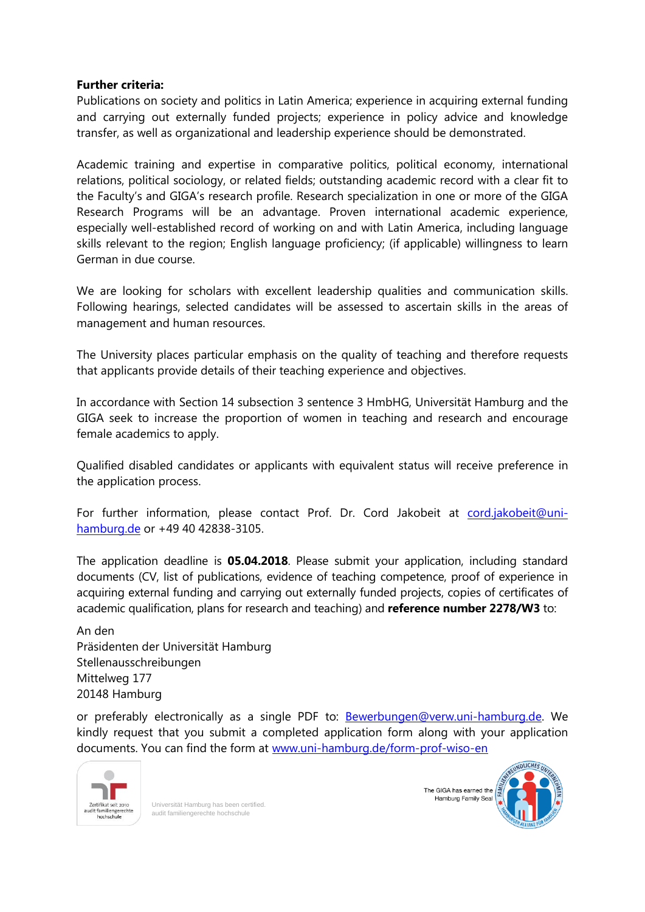**Further criteria:**

Publications on society and politics in Latin America; experience in acquiring external funding and carrying out externally funded projects; experience in policy advice and knowledge transfer, as well as organizational and leadership experience should be demonstrated.

Academic training and expertise in comparative politics, political economy, international relations, political sociology, or related fields; outstanding academic record with a clear fit to the Faculty's and GIGA's research profile. Research specialization in one or more of the GIGA Research Programs will be an advantage. Proven international academic experience, especially well-established record of working on and with Latin America, including language skills relevant to the region; English language proficiency; (if applicable) willingness to learn German in due course.

We are looking for scholars with excellent leadership qualities and communication skills. Following hearings, selected candidates will be assessed to ascertain skills in the areas of management and human resources.

The University places particular emphasis on the quality of teaching and therefore requests that applicants provide details of their teaching experience and objectives.

In accordance with Section 14 subsection 3 sentence 3 HmbHG, Universität Hamburg and the GIGA seek to increase the proportion of women in teaching and research and encourage female academics to apply.

Qualified disabled candidates or applicants with equivalent status will receive preference in the application process.

For further information, please contact Prof. Dr. Cord Jakobeit at cord.jakobeit@uni-hamburg.de or +49 40 42838-3105.

The application deadline is **05.04.2018**. Please submit your application, including standard documents (CV, list of publications, evidence of teaching competence, proof of experience in acquiring external funding and carrying out externally funded projects, copies of certificates of academic qualification, plans for research and teaching) and **reference number 2278/W3** to:

An den
Präsidenten der Universität Hamburg
Stellenausschreibungen
Mittelweg 177
20148 Hamburg

or preferably electronically as a single PDF to: Bewerbungen@verw.uni-hamburg.de. We kindly request that you submit a completed application form along with your application documents. You can find the form at www.uni-hamburg.de/form-prof-wiso-en

Zertifikat seit 2010 audit familiengerechte hochschule

Universität Hamburg has been certified. audit familiengerechte hochschule

The GIGA has earned the Hamburg Family Seal